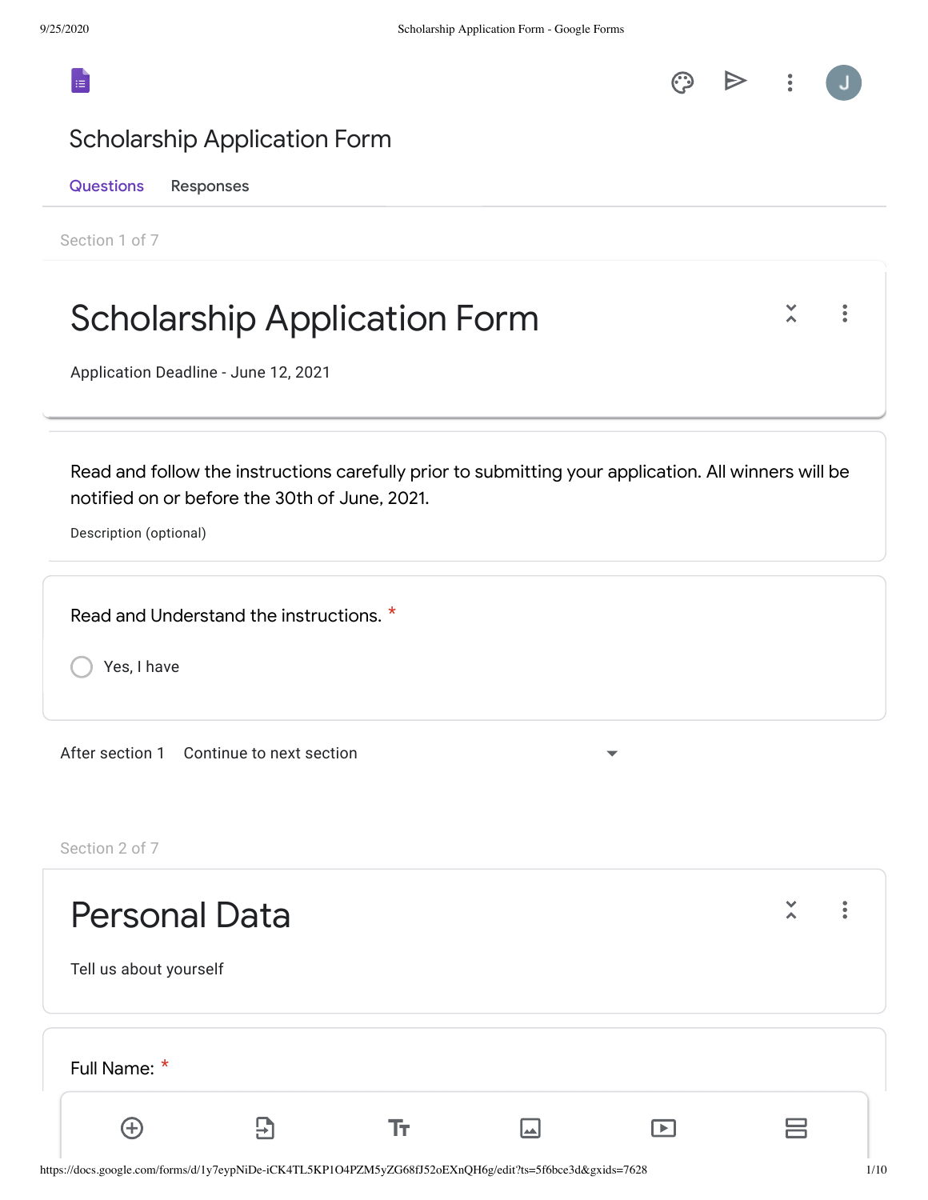Scholarship Application Form

Questions    Responses

Section 1 of 7

# Scholarship Application Form

Application Deadline - June 12, 2021

Read and follow the instructions carefully prior to submitting your application. All winners will be notified on or before the 30th of June, 2021.

Description (optional)

Read and Understand the instructions. *

- Yes, I have

After section 1    Continue to next section

Section 2 of 7

# Personal Data

Tell us about yourself

Full Name: *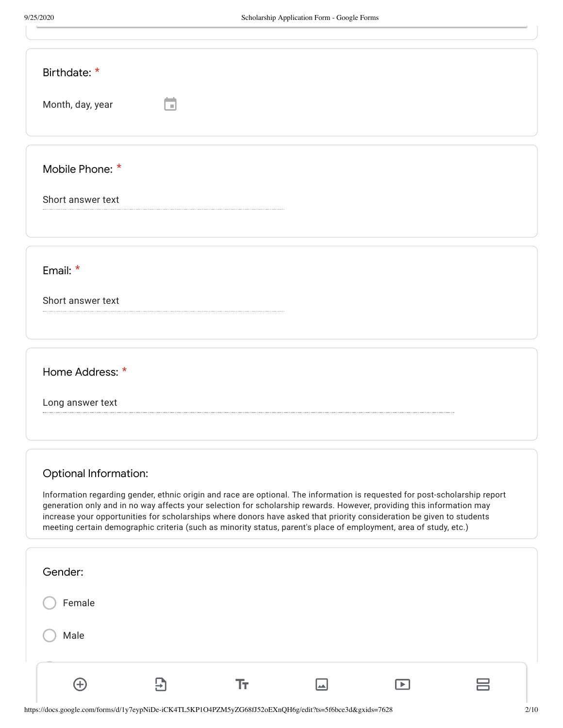Birthdate: *

Month, day, year

Mobile Phone: *

Short answer text

Email: *

Short answer text

Home Address: *

Long answer text

## Optional Information:

Information regarding gender, ethnic origin and race are optional. The information is requested for post-scholarship report generation only and in no way affects your selection for scholarship rewards. However, providing this information may increase your opportunities for scholarships where donors have asked that priority consideration be given to students meeting certain demographic criteria (such as minority status, parent's place of employment, area of study, etc.)

Gender:

- Female
- Male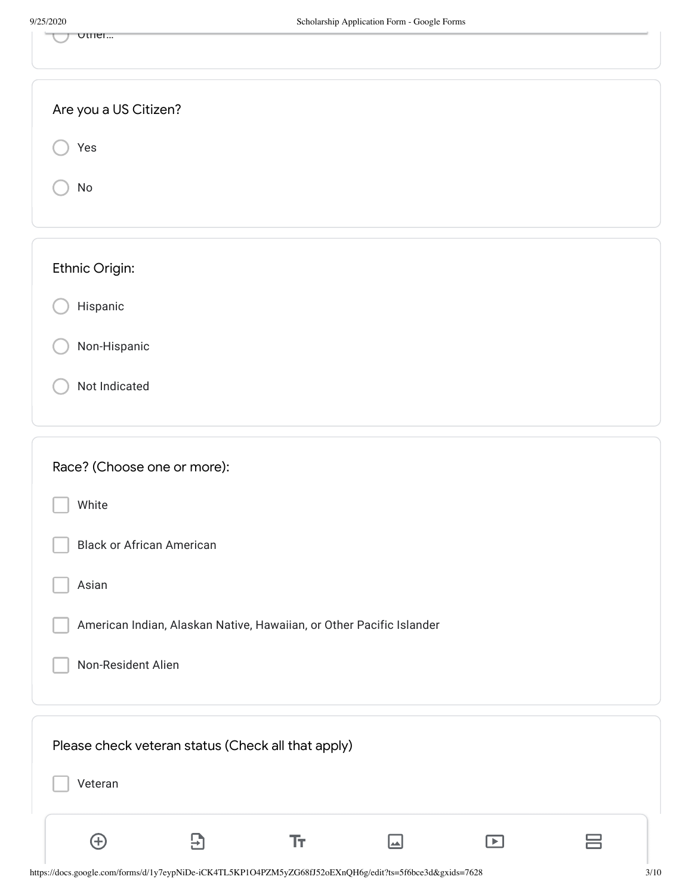Other...

Are you a US Citizen?

- ( ) Yes
- ( ) No

Ethnic Origin:

- ( ) Hispanic
- ( ) Non-Hispanic
- ( ) Not Indicated

Race? (Choose one or more):

- [ ] White
- [ ] Black or African American
- [ ] Asian
- [ ] American Indian, Alaskan Native, Hawaiian, or Other Pacific Islander
- [ ] Non-Resident Alien

Please check veteran status (Check all that apply)

- [ ] Veteran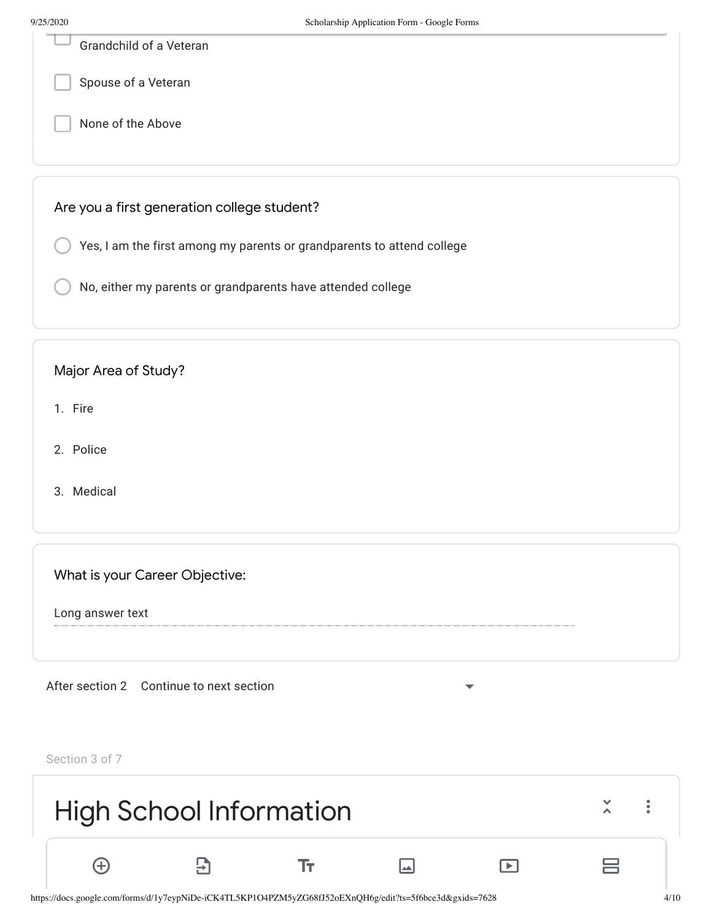- [ ] Grandchild of a Veteran
- [ ] Spouse of a Veteran
- [ ] None of the Above

Are you a first generation college student?

- ○ Yes, I am the first among my parents or grandparents to attend college
- ○ No, either my parents or grandparents have attended college

Major Area of Study?

1. Fire
2. Police
3. Medical

What is your Career Objective:

Long answer text

After section 2 Continue to next section

Section 3 of 7

# High School Information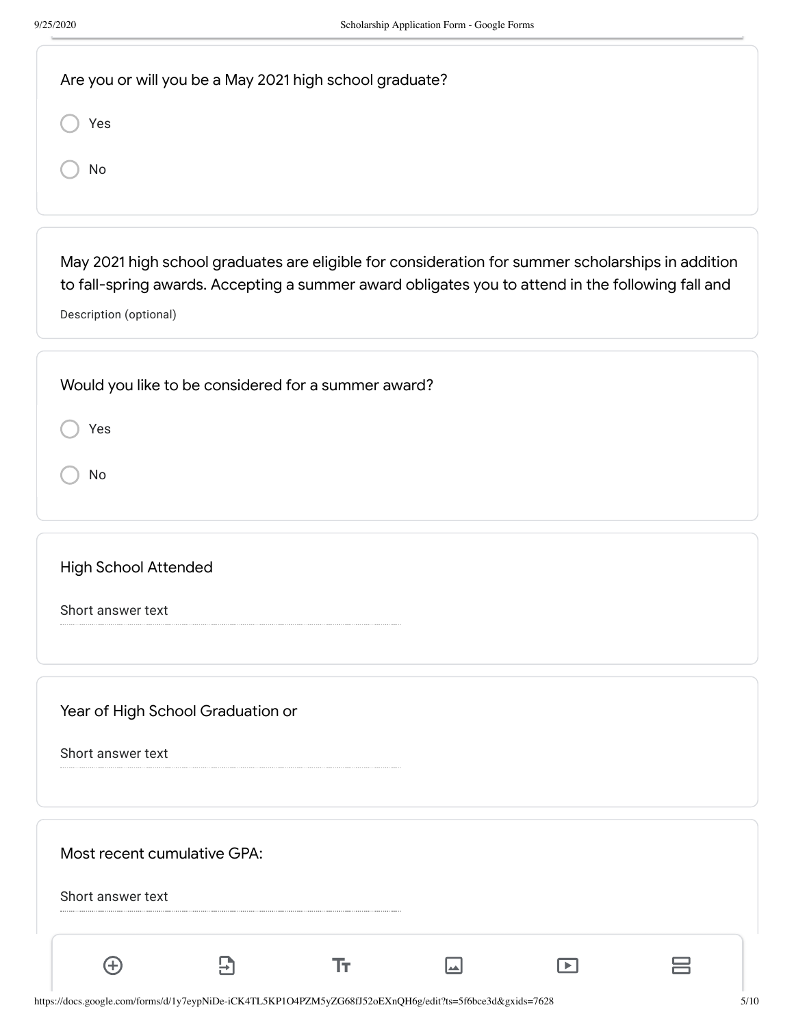Are you or will you be a May 2021 high school graduate?

- ◯ Yes
- ◯ No

May 2021 high school graduates are eligible for consideration for summer scholarships in addition to fall-spring awards. Accepting a summer award obligates you to attend in the following fall and

Description (optional)

Would you like to be considered for a summer award?

- ◯ Yes
- ◯ No

High School Attended

Short answer text

Year of High School Graduation or

Short answer text

Most recent cumulative GPA:

Short answer text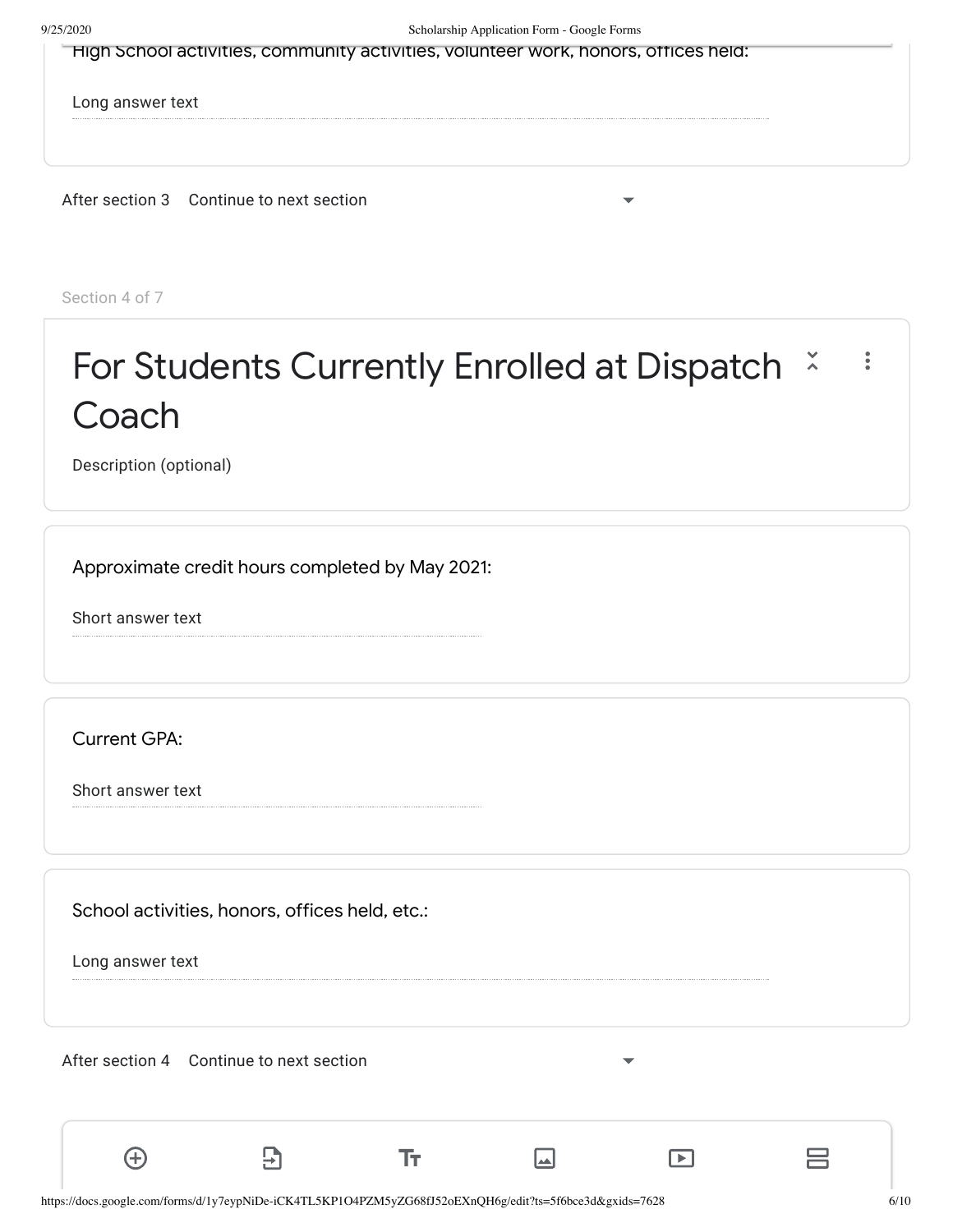High School activities, community activities, volunteer work, honors, offices held:

Long answer text

After section 3 Continue to next section

Section 4 of 7

# For Students Currently Enrolled at Dispatch Coach

Description (optional)

Approximate credit hours completed by May 2021:

Short answer text

Current GPA:

Short answer text

School activities, honors, offices held, etc.:

Long answer text

After section 4 Continue to next section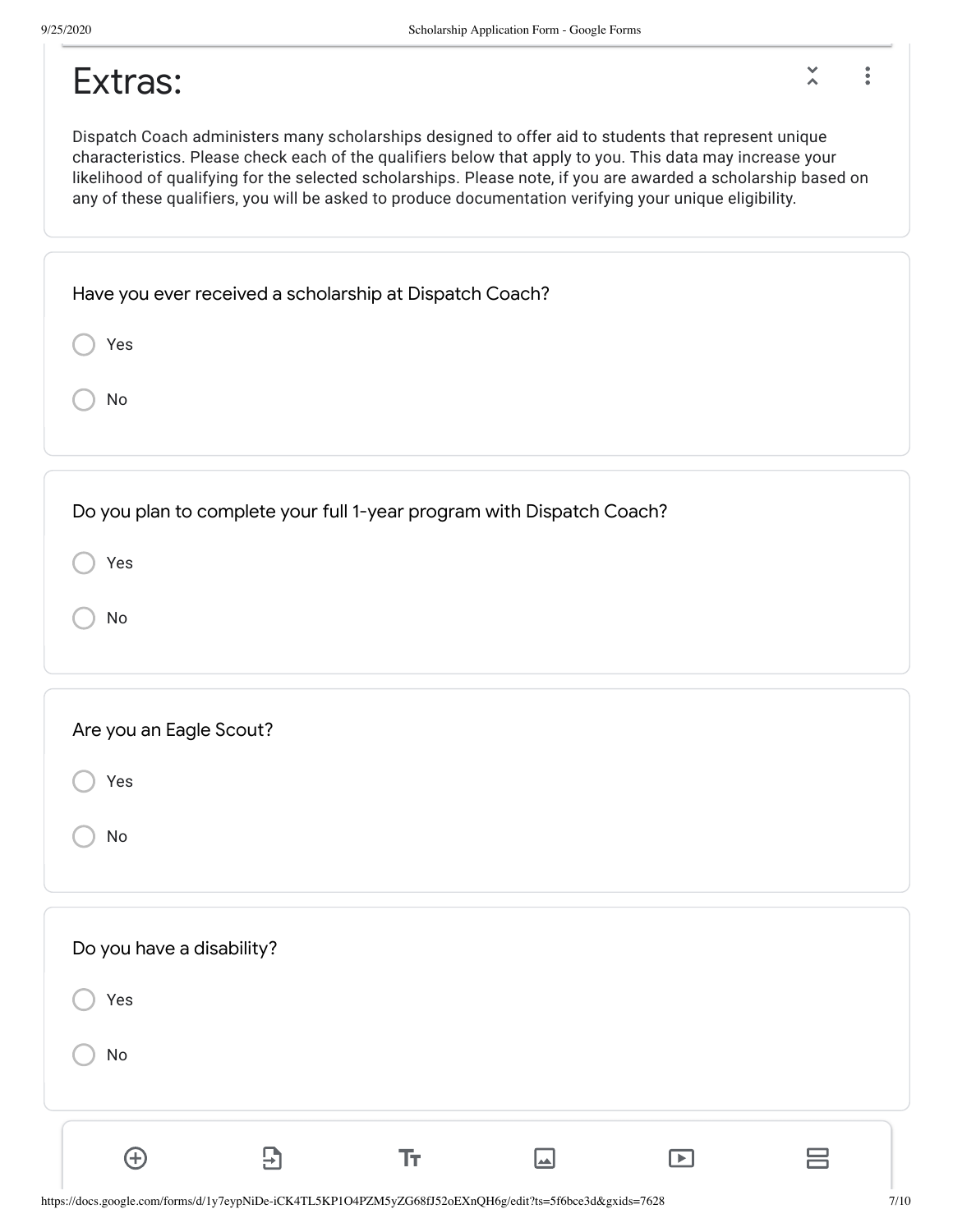# Extras:

Dispatch Coach administers many scholarships designed to offer aid to students that represent unique characteristics. Please check each of the qualifiers below that apply to you. This data may increase your likelihood of qualifying for the selected scholarships. Please note, if you are awarded a scholarship based on any of these qualifiers, you will be asked to produce documentation verifying your unique eligibility.

Have you ever received a scholarship at Dispatch Coach?

- ○ Yes
- ○ No

Do you plan to complete your full 1-year program with Dispatch Coach?

- ○ Yes
- ○ No

Are you an Eagle Scout?

- ○ Yes
- ○ No

Do you have a disability?

- ○ Yes
- ○ No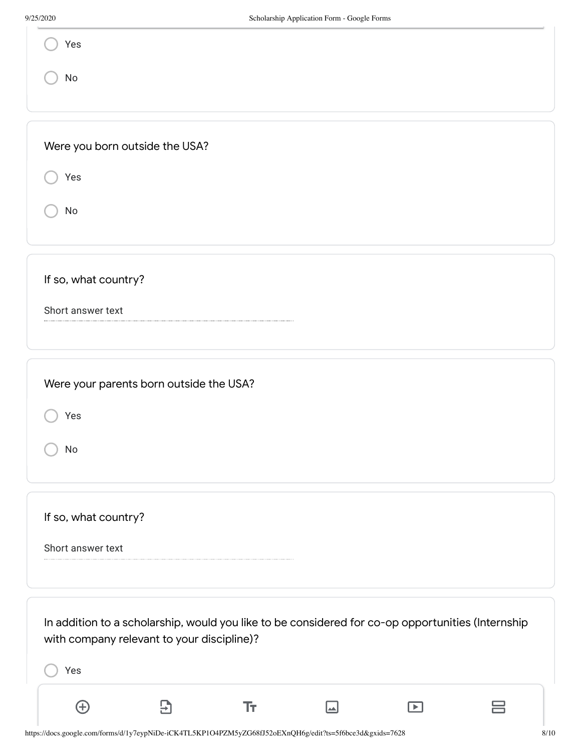- [ ] Yes
- [ ] No

Were you born outside the USA?

- [ ] Yes
- [ ] No

If so, what country?

Short answer text

Were your parents born outside the USA?

- [ ] Yes
- [ ] No

If so, what country?

Short answer text

In addition to a scholarship, would you like to be considered for co-op opportunities (Internship with company relevant to your discipline)?

- [ ] Yes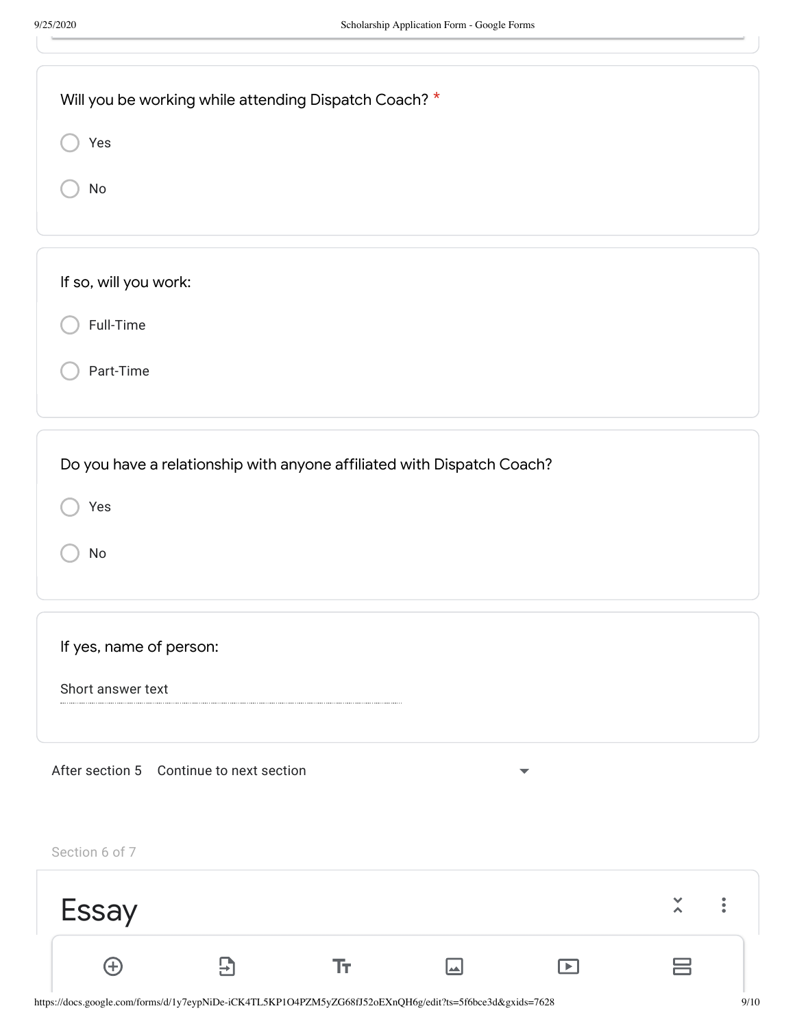Will you be working while attending Dispatch Coach? *

- ◯ Yes
- ◯ No

If so, will you work:

- ◯ Full-Time
- ◯ Part-Time

Do you have a relationship with anyone affiliated with Dispatch Coach?

- ◯ Yes
- ◯ No

If yes, name of person:

Short answer text

After section 5 Continue to next section

Section 6 of 7

# Essay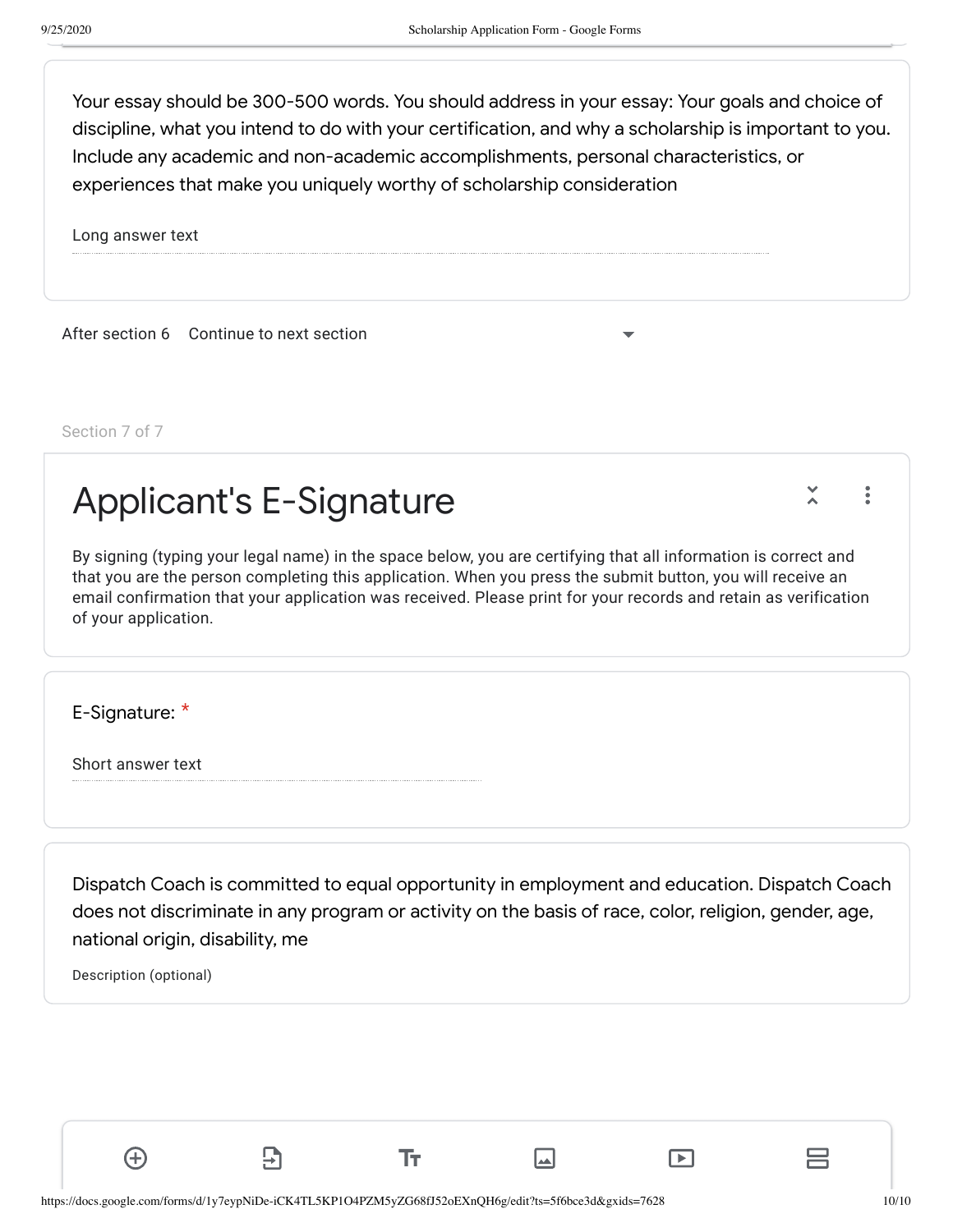Your essay should be 300-500 words. You should address in your essay: Your goals and choice of discipline, what you intend to do with your certification, and why a scholarship is important to you. Include any academic and non-academic accomplishments, personal characteristics, or experiences that make you uniquely worthy of scholarship consideration

Long answer text

After section 6 Continue to next section

Section 7 of 7

# Applicant's E-Signature

By signing (typing your legal name) in the space below, you are certifying that all information is correct and that you are the person completing this application. When you press the submit button, you will receive an email confirmation that your application was received. Please print for your records and retain as verification of your application.

E-Signature: *

Short answer text

Dispatch Coach is committed to equal opportunity in employment and education. Dispatch Coach does not discriminate in any program or activity on the basis of race, color, religion, gender, age, national origin, disability, me

Description (optional)